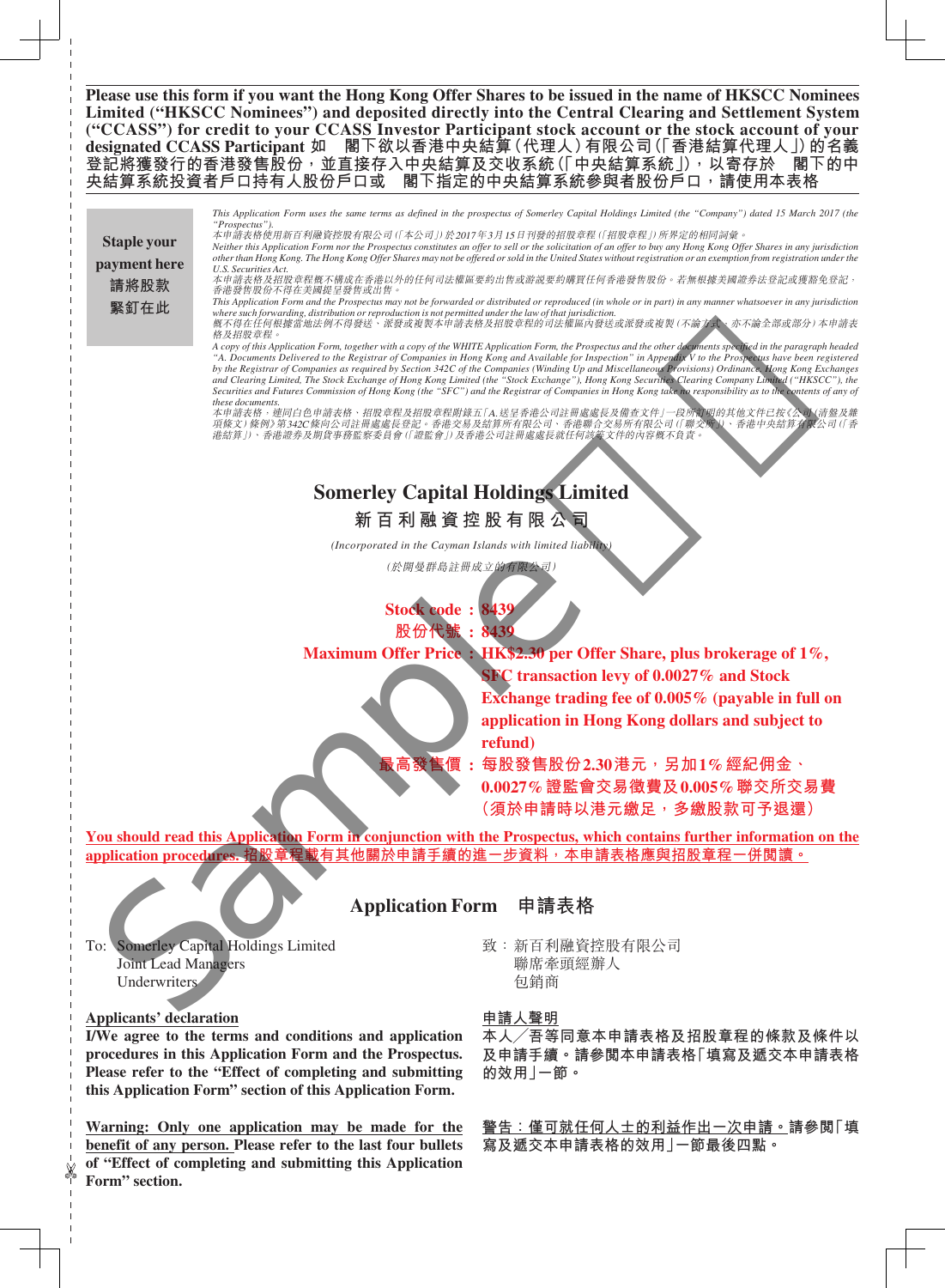**Please use this form if you want the Hong Kong Offer Shares to be issued in the name of HKSCC Nominees Limited ("HKSCC Nominees") and deposited directly into the Central Clearing and Settlement System ("CCASS") for credit to your CCASS Investor Participant stock account or the stock account of your designated CCASS Participant 如 閣下欲以香港中央結算(代理人)有限公司(「香港結算代理人」)的名義登記將獲發行的香港發售股份,並直接存入中央結算及交收系統(「中央結算系統」),以寄存於 閣下的中央結算系統投資者戶口持有人股份戶口或 閣下指定的中央結算系統參與者股份戶口,請使用本表格**

**Staple your payment here 請將股款緊釘在此**

*This Application Form uses the same terms as defined in the prospectus of Somerley Capital Holdings Limited (the "Company") dated 15 March 2017 (the "Prospectus").*

*本申請表格使用新百利融資控股有限公司(「本公司」)於2017年3月15日刊發的招股章程(「招股章程」)所界定的相同詞彙。*

*Neither this Application Form nor the Prospectus constitutes an offer to sell or the solicitation of an offer to buy any Hong Kong Offer Shares in any jurisdiction other than Hong Kong. The Hong Kong Offer Shares may not be offered or sold in the United States without registration or an exemption from registration under the U.S. Securities Act.*

*本申請表格及招股章程概不構成在香港以外的任何司法權區要約出售或游說要約購買任何香港發售股份。若無根據美國證券法登記或獲豁免登記,香港發售股份不得在美國提呈發售或出售。*

*This Application Form and the Prospectus may not be forwarded or distributed or reproduced (in whole or in part) in any manner whatsoever in any jurisdiction where such forwarding, distribution or reproduction is not permitted under the law of that jurisdiction.*

*概不得在任何根據當地法例不得發送、派發或複製本申請表格及招股章程的司法權區內發送或派發或複製(不論方式,亦不論全部或部分)本申請表格及招股章程。*

*A copy of this Application Form, together with a copy of the WHITE Application Form, the Prospectus and the other documents specified in the paragraph headed "A. Documents Delivered to the Registrar of Companies in Hong Kong and Available for Inspection" in Appendix V to the Prospectus have been registered by the Registrar of Companies as required by Section 342C of the Companies (Winding Up and Miscellaneous Provisions) Ordinance. Hong Kong Exchanges and Clearing Limited, The Stock Exchange of Hong Kong Limited (the "Stock Exchange"), Hong Kong Securities Clearing Company Limited ("HKSCC"), the Securities and Futures Commission of Hong Kong (the "SFC") and the Registrar of Companies in Hong Kong take no responsibility as to the contents of any of these documents.*

*本申請表格,連同白色申請表格、招股章程及招股章程附錄五「A.送呈香港公司註冊處處長及備查文件」一段所訂明的其他文件已按《公司(清盤及雜項條文)條例》第342C條向公司註冊處處長登記。香港交易及結算所有限公司、香港聯合交易所有限公司(「聯交所」)、香港中央結算有限公司(「香港結算」)、香港證券及期貨事務監察委員會(「證監會」)及香港公司註冊處處長就任何該等文件的內容概不負責。*

# Somerley Capital Holdings Limited
# 新百利融資控股有限公司

*(Incorporated in the Cayman Islands with limited liability)*

*(於開曼群島註冊成立的有限公司)*

**Stock code : 8439**

**股份代號 : 8439**

**Maximum Offer Price : HK$2.30 per Offer Share, plus brokerage of 1%, SFC transaction levy of 0.0027% and Stock Exchange trading fee of 0.005% (payable in full on application in Hong Kong dollars and subject to refund)**

**最高發售價 : 每股發售股份2.30港元,另加1%經紀佣金、0.0027%證監會交易徵費及0.005%聯交所交易費(須於申請時以港元繳足,多繳股款可予退還)**

**You should read this Application Form in conjunction with the Prospectus, which contains further information on the application procedures. 招股章程載有其他關於申請手續的進一步資料,本申請表格應與招股章程一併閱讀。**

## Application Form 申請表格

To: Somerley Capital Holdings Limited
Joint Lead Managers
Underwriters

致:新百利融資控股有限公司
聯席牽頭經辦人
包銷商

**Applicants' declaration**

**I/We agree to the terms and conditions and application procedures in this Application Form and the Prospectus. Please refer to the "Effect of completing and submitting this Application Form" section of this Application Form.**

**申請人聲明**

**本人/吾等同意本申請表格及招股章程的條款及條件以及申請手續。請參閱本申請表格「填寫及遞交本申請表格的效用」一節。**

**Warning: Only one application may be made for the benefit of any person. Please refer to the last four bullets of "Effect of completing and submitting this Application Form" section.**

**警告:僅可就任何人士的利益作出一次申請。請參閱「填寫及遞交本申請表格的效用」一節最後四點。**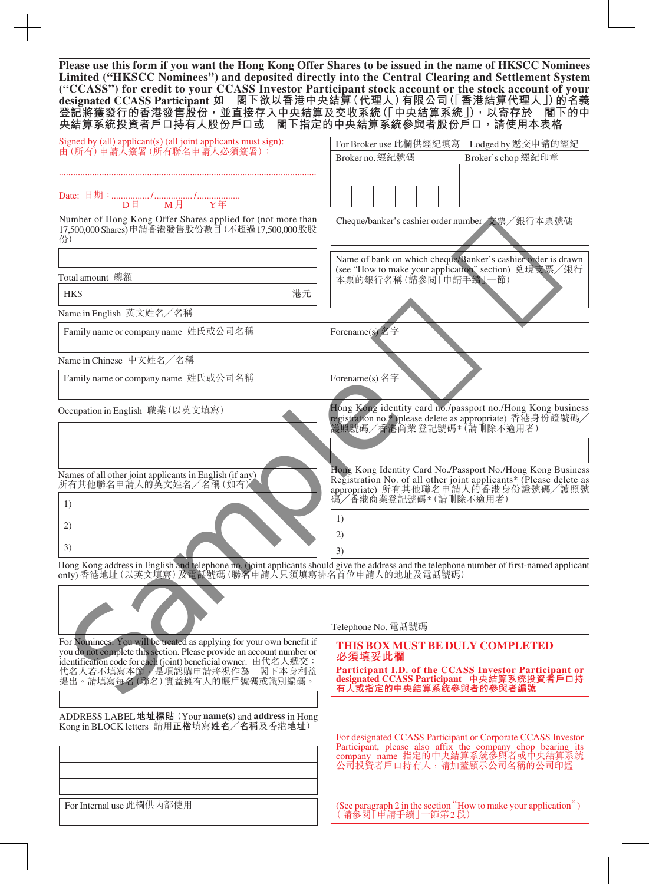**Please use this form if you want the Hong Kong Offer Shares to be issued in the name of HKSCC Nominees Limited ("HKSCC Nominees") and deposited directly into the Central Clearing and Settlement System ("CCASS") for credit to your CCASS Investor Participant stock account or the stock account of your designated CCASS Participant 如　閣下欲以香港中央結算（代理人）有限公司（「香港結算代理人」）的名義登記將獲發行的香港發售股份，並直接存入中央結算及交收系統（「中央結算系統」），以寄存於　閣下的中央結算系統投資者戶口持有人股份戶口或　閣下指定的中央結算系統參與者股份戶口，請使用本表格**

Signed by (all) applicant(s) (all joint applicants must sign):
由（所有）申請人簽署（所有聯名申請人必須簽署）：

...........................................................................................................

Date: 日期：................/................/..................
D 日　　M 月　　Y 年

| For Broker use 此欄供經紀填寫 | Lodged by 遞交申請的經紀 |
|---|---|
| Broker no. 經紀號碼 | Broker's chop 經紀印章 |
| | |

Number of Hong Kong Offer Shares applied for (not more than 17,500,000 Shares) 申請香港發售股份數目（不超過17,500,000股股份）

| |
|---|
| |

Cheque/banker's cashier order number 支票／銀行本票號碼

| |
|---|
| |

Total amount 總額

| HK$ | 港元 |
|---|---|

Name of bank on which cheque/Banker's cashier order is drawn (see "How to make your application" section) 兌現支票／銀行本票的銀行名稱（請參閱「申請手續」一節）

Name in English 英文姓名／名稱

| Family name or company name 姓氏或公司名稱 | Forename(s) 名字 |
|---|---|
| | |

Name in Chinese 中文姓名／名稱

| Family name or company name 姓氏或公司名稱 | Forename(s) 名字 |
|---|---|
| | |

Occupation in English 職業（以英文填寫）

| |
|---|
| |

Hong Kong identity card no./passport no./Hong Kong business registration no.* (please delete as appropriate) 香港身份證號碼／護照號碼／香港商業登記號碼*（請刪除不適用者）

| |
|---|
| |

Names of all other joint applicants in English (if any)
所有其他聯名申請人的英文姓名／名稱（如有）

| |
|---|
| 1) |
| 2) |
| 3) |

Hong Kong Identity Card No./Passport No./Hong Kong Business Registration No. of all other joint applicants* (Please delete as appropriate) 所有其他聯名申請人的香港身份證號碼／護照號碼／香港商業登記號碼*（請刪除不適用者）

| |
|---|
| 1) |
| 2) |
| 3) |

Hong Kong address in English and telephone no. (joint applicants should give the address and the telephone number of first-named applicant only) 香港地址（以英文填寫）及電話號碼（聯名申請人只須填寫排名首位申請人的地址及電話號碼）

| |
|---|
| |
| |
| Telephone No. 電話號碼 |

For Nominees: You will be treated as applying for your own benefit if you do not complete this section. Please provide an account number or identification code for each (joint) beneficial owner. 由代名人遞交：代名人若不填寫本節，是項認購申請將視作為　閣下本身利益提出。請填寫每名（聯名）實益擁有人的賬戶號碼或識別編碼。

| |
|---|
| |

**THIS BOX MUST BE DULY COMPLETED**
**必須填妥此欄**

**Participant I.D. of the CCASS Investor Participant or designated CCASS Participant 中央結算系統投資者戶口持有人或指定的中央結算系統參與者的參與者編號**

| | | | | | |
|---|---|---|---|---|---|
| | | | | | |

ADDRESS LABEL 地址標貼 (Your **name(s)** and **address** in Hong Kong in BLOCK letters 請用**正楷**填寫**姓名／名稱**及**香港地址**)

| |
|---|
| |
| |
| |

For designated CCASS Participant or Corporate CCASS Investor Participant, please also affix the company chop bearing its company name 指定的中央結算系統參與者或中央結算系統公司投資者戶口持有人，請加蓋顯示公司名稱的公司印鑑

| For Internal use 此欄供內部使用 |
|---|

(See paragraph 2 in the section "How to make your application")
（請參閱「申請手續」一節第2段）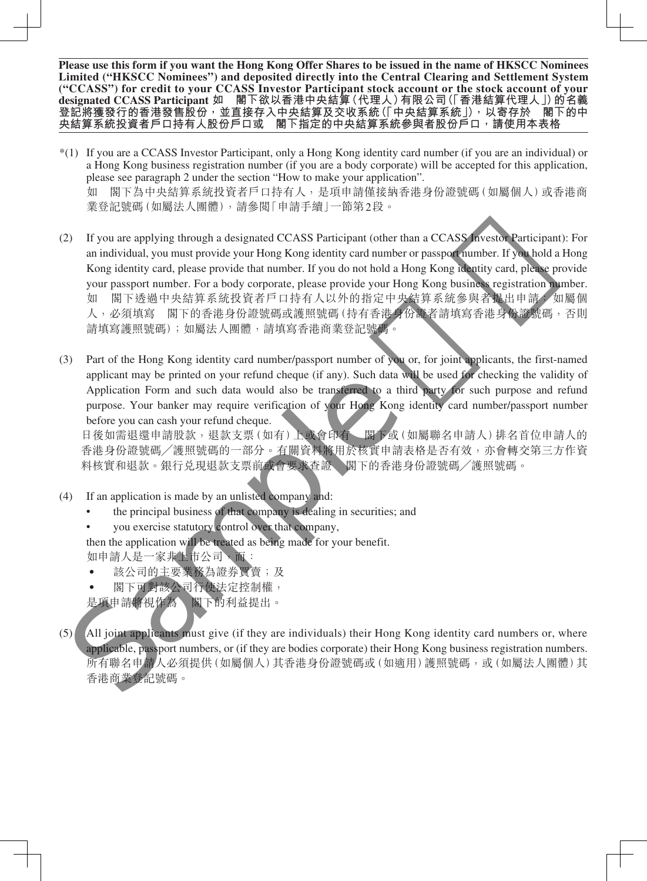**Please use this form if you want the Hong Kong Offer Shares to be issued in the name of HKSCC Nominees Limited ("HKSCC Nominees") and deposited directly into the Central Clearing and Settlement System ("CCASS") for credit to your CCASS Investor Participant stock account or the stock account of your designated CCASS Participant 如　閣下欲以香港中央結算(代理人)有限公司(「香港結算代理人」)的名義登記將獲發行的香港發售股份，並直接存入中央結算及交收系統(「中央結算系統」)，以寄存於　閣下的中央結算系統投資者戶口持有人股份戶口或　閣下指定的中央結算系統參與者股份戶口，請使用本表格**

*(1) If you are a CCASS Investor Participant, only a Hong Kong identity card number (if you are an individual) or a Hong Kong business registration number (if you are a body corporate) will be accepted for this application, please see paragraph 2 under the section "How to make your application".
如　閣下為中央結算系統投資者戶口持有人，是項申請僅接納香港身份證號碼(如屬個人)或香港商業登記號碼(如屬法人團體)，請參閱「申請手續」一節第2段。

(2) If you are applying through a designated CCASS Participant (other than a CCASS Investor Participant): For an individual, you must provide your Hong Kong identity card number or passport number. If you hold a Hong Kong identity card, please provide that number. If you do not hold a Hong Kong identity card, please provide your passport number. For a body corporate, please provide your Hong Kong business registration number.
如　閣下透過中央結算系統投資者戶口持有人以外的指定中央結算系統參與者提出申請：如屬個人，必須填寫　閣下的香港身份證號碼或護照號碼(持有香港身份證者請填寫香港身份證號碼，否則請填寫護照號碼)；如屬法人團體，請填寫香港商業登記號碼。

(3) Part of the Hong Kong identity card number/passport number of you or, for joint applicants, the first-named applicant may be printed on your refund cheque (if any). Such data will be used for checking the validity of Application Form and such data would also be transferred to a third party for such purpose and refund purpose. Your banker may require verification of your Hong Kong identity card number/passport number before you can cash your refund cheque.
日後如需退還申請股款，退款支票(如有)上或會印有　閣下或(如屬聯名申請人)排名首位申請人的香港身份證號碼／護照號碼的一部分。有關資料將用於核實申請表格是否有效，亦會轉交第三方作資料核實和退款。銀行兌現退款支票前或會要求查證　閣下的香港身份證號碼／護照號碼。

(4) If an application is made by an unlisted company and:
- the principal business of that company is dealing in securities; and
- you exercise statutory control over that company,

then the application will be treated as being made for your benefit.
如申請人是一家非上市公司，而：
- 該公司的主要業務為證券買賣；及
- 閣下可對該公司行使法定控制權，

是項申請將視作為　閣下的利益提出。

(5) All joint applicants must give (if they are individuals) their Hong Kong identity card numbers or, where applicable, passport numbers, or (if they are bodies corporate) their Hong Kong business registration numbers.
所有聯名申請人必須提供(如屬個人)其香港身份證號碼或(如適用)護照號碼，或(如屬法人團體)其香港商業登記號碼。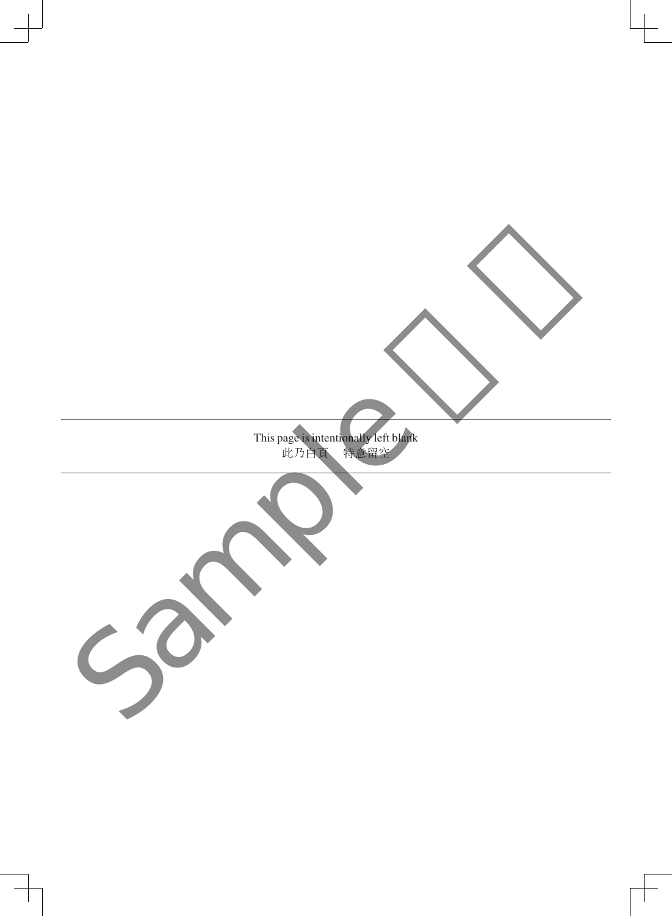This page is intentionally left blank

此乃白頁　特意留空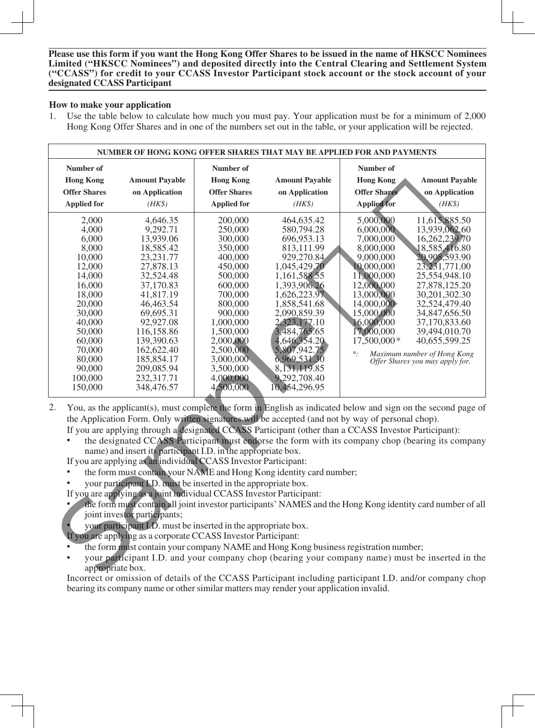**Please use this form if you want the Hong Kong Offer Shares to be issued in the name of HKSCC Nominees Limited ("HKSCC Nominees") and deposited directly into the Central Clearing and Settlement System ("CCASS") for credit to your CCASS Investor Participant stock account or the stock account of your designated CCASS Participant**

**How to make your application**

1. Use the table below to calculate how much you must pay. Your application must be for a minimum of 2,000 Hong Kong Offer Shares and in one of the numbers set out in the table, or your application will be rejected.

| NUMBER OF HONG KONG OFFER SHARES THAT MAY BE APPLIED FOR AND PAYMENTS | | | | | |
|---|---|---|---|---|---|
| **Number of Hong Kong Offer Shares Applied for** | **Amount Payable on Application** *(HK$)* | **Number of Hong Kong Offer Shares Applied for** | **Amount Payable on Application** *(HK$)* | **Number of Hong Kong Offer Shares Applied for** | **Amount Payable on Application** *(HK$)* |
| 2,000 | 4,646.35 | 200,000 | 464,635.42 | 5,000,000 | 11,615,885.50 |
| 4,000 | 9,292.71 | 250,000 | 580,794.28 | 6,000,000 | 13,939,062.60 |
| 6,000 | 13,939.06 | 300,000 | 696,953.13 | 7,000,000 | 16,262,239.70 |
| 8,000 | 18,585.42 | 350,000 | 813,111.99 | 8,000,000 | 18,585,416.80 |
| 10,000 | 23,231.77 | 400,000 | 929,270.84 | 9,000,000 | 20,908,593.90 |
| 12,000 | 27,878.13 | 450,000 | 1,045,429.70 | 10,000,000 | 23,231,771.00 |
| 14,000 | 32,524.48 | 500,000 | 1,161,588.55 | 11,000,000 | 25,554,948.10 |
| 16,000 | 37,170.83 | 600,000 | 1,393,906.26 | 12,000,000 | 27,878,125.20 |
| 18,000 | 41,817.19 | 700,000 | 1,626,223.97 | 13,000,000 | 30,201,302.30 |
| 20,000 | 46,463.54 | 800,000 | 1,858,541.68 | 14,000,000 | 32,524,479.40 |
| 30,000 | 69,695.31 | 900,000 | 2,090,859.39 | 15,000,000 | 34,847,656.50 |
| 40,000 | 92,927.08 | 1,000,000 | 2,323,177.10 | 16,000,000 | 37,170,833.60 |
| 50,000 | 116,158.86 | 1,500,000 | 3,484,765.65 | 17,000,000 | 39,494,010.70 |
| 60,000 | 139,390.63 | 2,000,000 | 4,646,354.20 | 17,500,000* | 40,655,599.25 |
| 70,000 | 162,622.40 | 2,500,000 | 5,807,942.75 | | |
| 80,000 | 185,854.17 | 3,000,000 | 6,969,531.30 | | |
| 90,000 | 209,085.94 | 3,500,000 | 8,131,119.85 | | |
| 100,000 | 232,317.71 | 4,000,000 | 9,292,708.40 | | |
| 150,000 | 348,476.57 | 4,500,000 | 10,454,296.95 | | |

*: *Maximum number of Hong Kong Offer Shares you may apply for.*

2. You, as the applicant(s), must complete the form in English as indicated below and sign on the second page of the Application Form. Only written signatures will be accepted (and not by way of personal chop).

   If you are applying through a designated CCASS Participant (other than a CCASS Investor Participant):
   - the designated CCASS Participant must endorse the form with its company chop (bearing its company name) and insert its participant I.D. in the appropriate box.

   If you are applying as an individual CCASS Investor Participant:
   - the form must contain your NAME and Hong Kong identity card number;
   - your participant I.D. must be inserted in the appropriate box.

   If you are applying as a joint individual CCASS Investor Participant:
   - the form must contain all joint investor participants' NAMES and the Hong Kong identity card number of all joint investor participants;
   - your participant I.D. must be inserted in the appropriate box.

   If you are applying as a corporate CCASS Investor Participant:
   - the form must contain your company NAME and Hong Kong business registration number;
   - your participant I.D. and your company chop (bearing your company name) must be inserted in the appropriate box.

   Incorrect or omission of details of the CCASS Participant including participant I.D. and/or company chop bearing its company name or other similar matters may render your application invalid.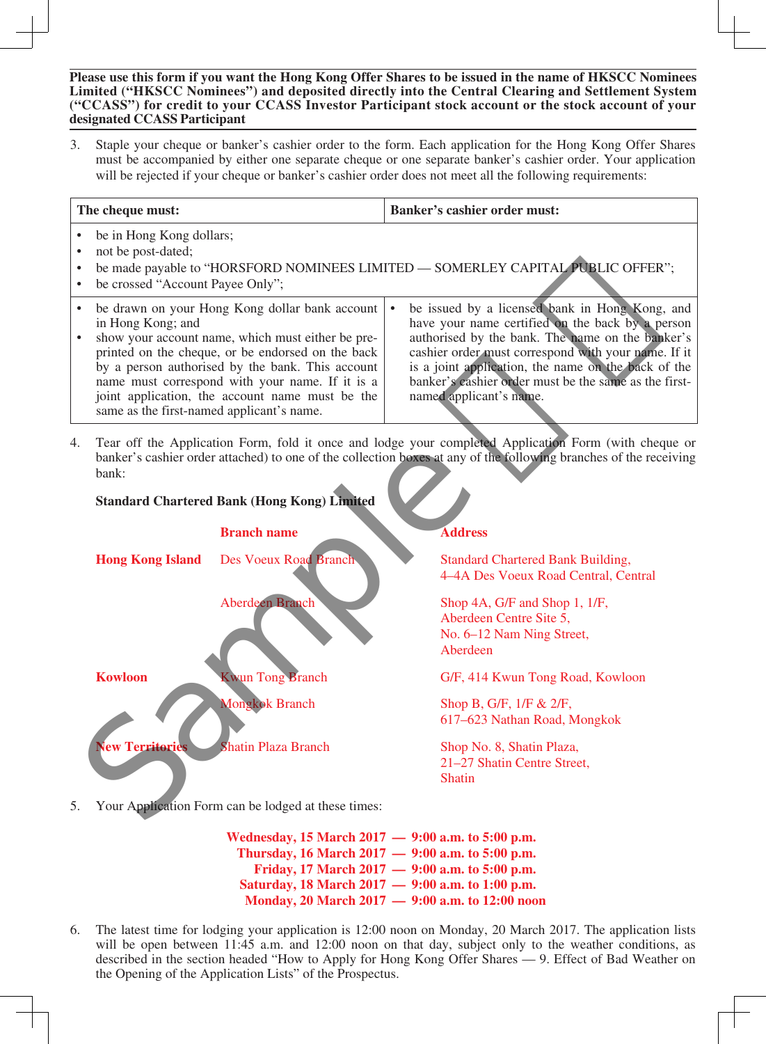**Please use this form if you want the Hong Kong Offer Shares to be issued in the name of HKSCC Nominees Limited ("HKSCC Nominees") and deposited directly into the Central Clearing and Settlement System ("CCASS") for credit to your CCASS Investor Participant stock account or the stock account of your designated CCASS Participant**

3. Staple your cheque or banker's cashier order to the form. Each application for the Hong Kong Offer Shares must be accompanied by either one separate cheque or one separate banker's cashier order. Your application will be rejected if your cheque or banker's cashier order does not meet all the following requirements:

| The cheque must: | Banker's cashier order must: |
|---|---|
| • be in Hong Kong dollars;<br>• not be post-dated;<br>• be made payable to "HORSFORD NOMINEES LIMITED — SOMERLEY CAPITAL PUBLIC OFFER";<br>• be crossed "Account Payee Only"; | |
| • be drawn on your Hong Kong dollar bank account in Hong Kong; and<br>• show your account name, which must either be pre-printed on the cheque, or be endorsed on the back by a person authorised by the bank. This account name must correspond with your name. If it is a joint application, the account name must be the same as the first-named applicant's name. | • be issued by a licensed bank in Hong Kong, and have your name certified on the back by a person authorised by the bank. The name on the banker's cashier order must correspond with your name. If it is a joint application, the name on the back of the banker's cashier order must be the same as the first-named applicant's name. |

4. Tear off the Application Form, fold it once and lodge your completed Application Form (with cheque or banker's cashier order attached) to one of the collection boxes at any of the following branches of the receiving bank:

**Standard Chartered Bank (Hong Kong) Limited**

| | Branch name | Address |
|---|---|---|
| **Hong Kong Island** | Des Voeux Road Branch | Standard Chartered Bank Building, 4–4A Des Voeux Road Central, Central |
| | Aberdeen Branch | Shop 4A, G/F and Shop 1, 1/F, Aberdeen Centre Site 5, No. 6–12 Nam Ning Street, Aberdeen |
| **Kowloon** | Kwun Tong Branch | G/F, 414 Kwun Tong Road, Kowloon |
| | Mongkok Branch | Shop B, G/F, 1/F & 2/F, 617–623 Nathan Road, Mongkok |
| **New Territories** | Shatin Plaza Branch | Shop No. 8, Shatin Plaza, 21–27 Shatin Centre Street, Shatin |

5. Your Application Form can be lodged at these times:

**Wednesday, 15 March 2017 — 9:00 a.m. to 5:00 p.m.**
**Thursday, 16 March 2017 — 9:00 a.m. to 5:00 p.m.**
**Friday, 17 March 2017 — 9:00 a.m. to 5:00 p.m.**
**Saturday, 18 March 2017 — 9:00 a.m. to 1:00 p.m.**
**Monday, 20 March 2017 — 9:00 a.m. to 12:00 noon**

6. The latest time for lodging your application is 12:00 noon on Monday, 20 March 2017. The application lists will be open between 11:45 a.m. and 12:00 noon on that day, subject only to the weather conditions, as described in the section headed "How to Apply for Hong Kong Offer Shares — 9. Effect of Bad Weather on the Opening of the Application Lists" of the Prospectus.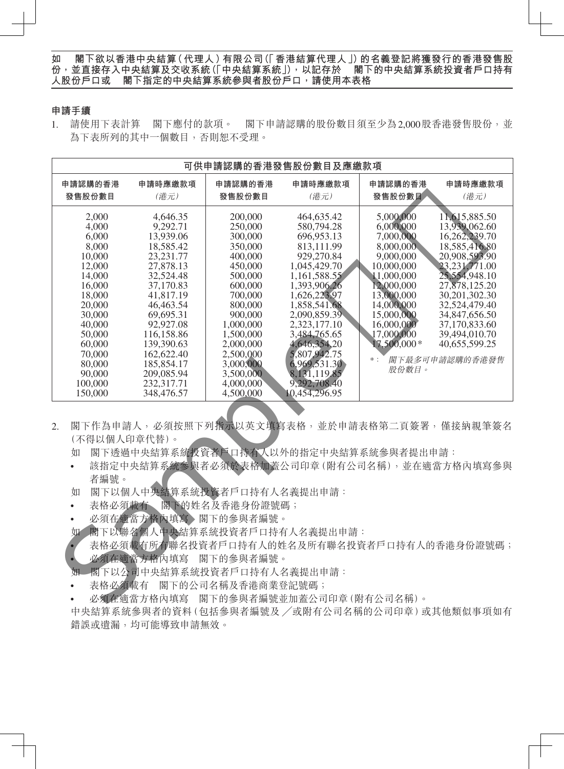**如　閣下欲以香港中央結算（代理人）有限公司（「香港結算代理人」）的名義登記將獲發行的香港發售股份，並直接存入中央結算及交收系統（「中央結算系統」），以記存於　閣下的中央結算系統投資者戶口持有人股份戶口或　閣下指定的中央結算系統參與者股份戶口，請使用本表格**

## 申請手續

1. 請使用下表計算　閣下應付的款項。　閣下申請認購的股份數目須至少為2,000股香港發售股份，並為下表所列的其中一個數目，否則恕不受理。

| 可供申請認購的香港發售股份數目及應繳款項 | | | | | |
|---|---|---|---|---|---|
| 申請認購的香港發售股份數目 | 申請時應繳款項（港元） | 申請認購的香港發售股份數目 | 申請時應繳款項（港元） | 申請認購的香港發售股份數目 | 申請時應繳款項（港元） |
| 2,000 | 4,646.35 | 200,000 | 464,635.42 | 5,000,000 | 11,615,885.50 |
| 4,000 | 9,292.71 | 250,000 | 580,794.28 | 6,000,000 | 13,939,062.60 |
| 6,000 | 13,939.06 | 300,000 | 696,953.13 | 7,000,000 | 16,262,239.70 |
| 8,000 | 18,585.42 | 350,000 | 813,111.99 | 8,000,000 | 18,585,416.80 |
| 10,000 | 23,231.77 | 400,000 | 929,270.84 | 9,000,000 | 20,908,593.90 |
| 12,000 | 27,878.13 | 450,000 | 1,045,429.70 | 10,000,000 | 23,231,771.00 |
| 14,000 | 32,524.48 | 500,000 | 1,161,588.55 | 11,000,000 | 25,554,948.10 |
| 16,000 | 37,170.83 | 600,000 | 1,393,906.26 | 12,000,000 | 27,878,125.20 |
| 18,000 | 41,817.19 | 700,000 | 1,626,223.97 | 13,000,000 | 30,201,302.30 |
| 20,000 | 46,463.54 | 800,000 | 1,858,541.68 | 14,000,000 | 32,524,479.40 |
| 30,000 | 69,695.31 | 900,000 | 2,090,859.39 | 15,000,000 | 34,847,656.50 |
| 40,000 | 92,927.08 | 1,000,000 | 2,323,177.10 | 16,000,000 | 37,170,833.60 |
| 50,000 | 116,158.86 | 1,500,000 | 3,484,765.65 | 17,000,000 | 39,494,010.70 |
| 60,000 | 139,390.63 | 2,000,000 | 4,646,354.20 | 17,500,000* | 40,655,599.25 |
| 70,000 | 162,622.40 | 2,500,000 | 5,807,942.75 | | |
| 80,000 | 185,854.17 | 3,000,000 | 6,969,531.30 | | |
| 90,000 | 209,085.94 | 3,500,000 | 8,131,119.85 | | |
| 100,000 | 232,317.71 | 4,000,000 | 9,292,708.40 | | |
| 150,000 | 348,476.57 | 4,500,000 | 10,454,296.95 | | |

*：　閣下最多可申請認購的香港發售股份數目。

2. 閣下作為申請人，必須按照下列指示以英文填寫表格，並於申請表格第二頁簽署，僅接納親筆簽名（不得以個人印章代替）。

   如　閣下透過中央結算系統投資者戶口持有人以外的指定中央結算系統參與者提出申請：

   - 該指定中央結算系統參與者必須於表格加蓋公司印章（附有公司名稱），並在適當方格內填寫參與者編號。

   如　閣下以個人中央結算系統投資者戶口持有人名義提出申請：

   - 表格必須載有　閣下的姓名及香港身份證號碼；
   - 必須在適當方格內填寫　閣下的參與者編號。

   如　閣下以聯名個人中央結算系統投資者戶口持有人名義提出申請：

   - 表格必須載有所有聯名投資者戶口持有人的姓名及所有聯名投資者戶口持有人的香港身份證號碼；
   - 必須在適當方格內填寫　閣下的參與者編號。

   如　閣下以公司中央結算系統投資者戶口持有人名義提出申請：

   - 表格必須載有　閣下的公司名稱及香港商業登記號碼；
   - 必須在適當方格內填寫　閣下的參與者編號並加蓋公司印章（附有公司名稱）。

   中央結算系統參與者的資料（包括參與者編號及／或附有公司名稱的公司印章）或其他類似事項如有錯誤或遺漏，均可能導致申請無效。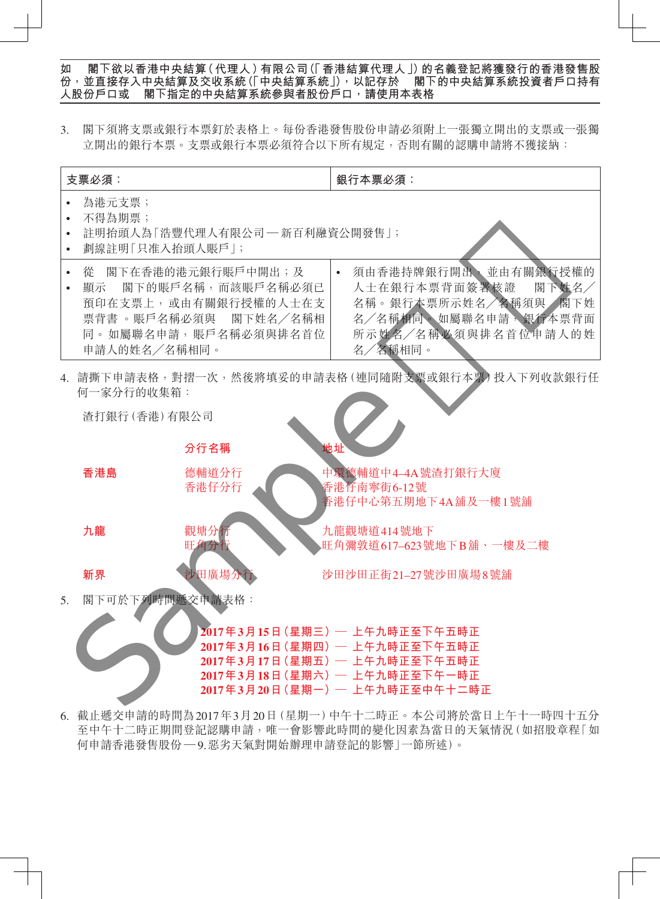**如　閣下欲以香港中央結算（代理人）有限公司（「香港結算代理人」）的名義登記將獲發行的香港發售股份，並直接存入中央結算及交收系統（「中央結算系統」），以記存於　閣下的中央結算系統投資者戶口持有人股份戶口或　閣下指定的中央結算系統參與者股份戶口，請使用本表格**

3. 閣下須將支票或銀行本票釘於表格上。每份香港發售股份申請必須附上一張獨立開出的支票或一張獨立開出的銀行本票。支票或銀行本票必須符合以下所有規定，否則有關的認購申請將不獲接納：

| 支票必須： | 銀行本票必須： |
|---|---|
| • 為港元支票；<br>• 不得為期票；<br>• 註明抬頭人為「浩豐代理人有限公司 — 新百利融資公開發售」；<br>• 劃線註明「只准入抬頭人賬戶」； | |
| • 從　閣下在香港的港元銀行賬戶中開出；及<br>• 顯示　閣下的賬戶名稱，而該賬戶名稱必須已預印在支票上，或由有關銀行授權的人士在支票背書。賬戶名稱必須與　閣下姓名／名稱相同。如屬聯名申請，賬戶名稱必須與排名首位申請人的姓名／名稱相同。 | • 須由香港持牌銀行開出，並由有關銀行授權的人士在銀行本票背面簽署核證　閣下姓名／名稱。銀行本票所示姓名／名稱須與　閣下姓名／名稱相同。如屬聯名申請，銀行本票背面所示姓名／名稱必須與排名首位申請人的姓名／名稱相同。 |

4. 請撕下申請表格，對摺一次，然後將填妥的申請表格（連同隨附支票或銀行本票）投入下列收款銀行任何一家分行的收集箱：

渣打銀行（香港）有限公司

| | 分行名稱 | 地址 |
|---|---|---|
| 香港島 | 德輔道分行 | 中環德輔道中4–4A號渣打銀行大廈 |
| | 香港仔分行 | 香港仔南寧街6-12號<br>香港仔中心第五期地下4A舖及一樓1號舖 |
| 九龍 | 觀塘分行 | 九龍觀塘道414號地下 |
| | 旺角分行 | 旺角彌敦道617–623號地下B舖、一樓及二樓 |
| 新界 | 沙田廣場分行 | 沙田沙田正街21–27號沙田廣場8號舖 |

5. 閣下可於下列時間遞交申請表格：

**2017年3月15日（星期三） — 上午九時正至下午五時正**
**2017年3月16日（星期四） — 上午九時正至下午五時正**
**2017年3月17日（星期五） — 上午九時正至下午五時正**
**2017年3月18日（星期六） — 上午九時正至下午一時正**
**2017年3月20日（星期一） — 上午九時正至中午十二時正**

6. 截止遞交申請的時間為2017年3月20日（星期一）中午十二時正。本公司將於當日上午十一時四十五分至中午十二時正期間登記認購申請，唯一會影響此時間的變化因素為當日的天氣情況（如招股章程「如何申請香港發售股份 — 9.惡劣天氣對開始辦理申請登記的影響」一節所述）。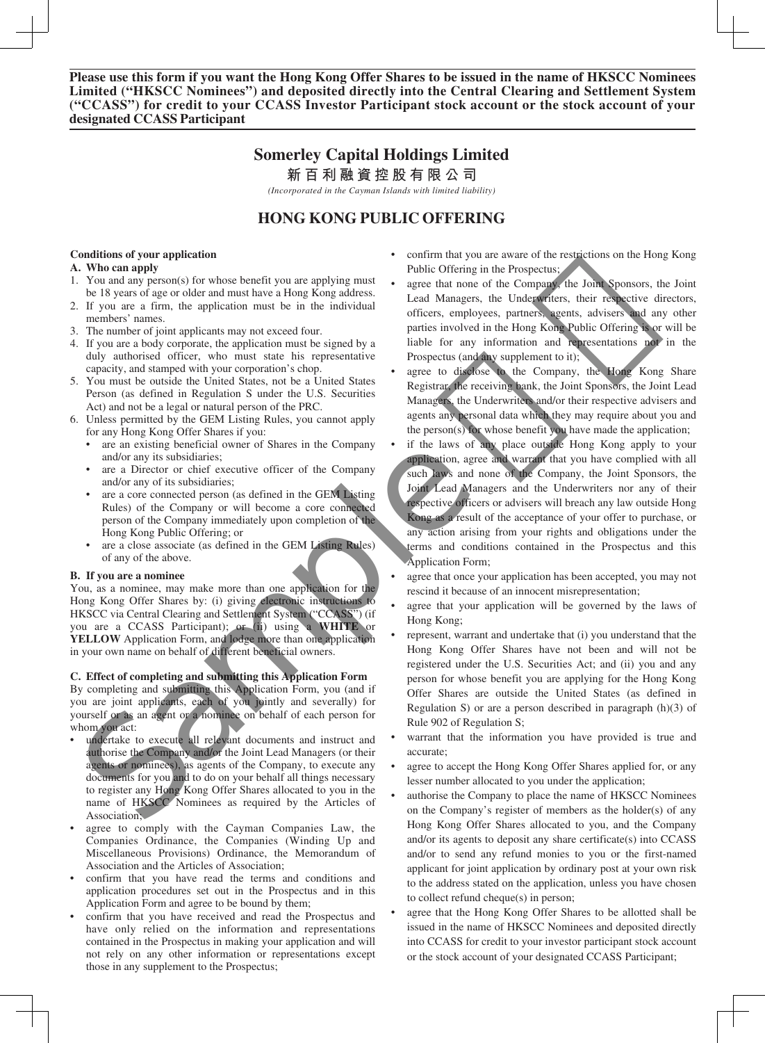**Please use this form if you want the Hong Kong Offer Shares to be issued in the name of HKSCC Nominees Limited ("HKSCC Nominees") and deposited directly into the Central Clearing and Settlement System ("CCASS") for credit to your CCASS Investor Participant stock account or the stock account of your designated CCASS Participant**

# Somerley Capital Holdings Limited

# 新百利融資控股有限公司

*(Incorporated in the Cayman Islands with limited liability)*

## HONG KONG PUBLIC OFFERING

**Conditions of your application**

**A. Who can apply**

1. You and any person(s) for whose benefit you are applying must be 18 years of age or older and must have a Hong Kong address.
2. If you are a firm, the application must be in the individual members' names.
3. The number of joint applicants may not exceed four.
4. If you are a body corporate, the application must be signed by a duly authorised officer, who must state his representative capacity, and stamped with your corporation's chop.
5. You must be outside the United States, not be a United States Person (as defined in Regulation S under the U.S. Securities Act) and not be a legal or natural person of the PRC.
6. Unless permitted by the GEM Listing Rules, you cannot apply for any Hong Kong Offer Shares if you:
   - are an existing beneficial owner of Shares in the Company and/or any its subsidiaries;
   - are a Director or chief executive officer of the Company and/or any of its subsidiaries;
   - are a core connected person (as defined in the GEM Listing Rules) of the Company or will become a core connected person of the Company immediately upon completion of the Hong Kong Public Offering; or
   - are a close associate (as defined in the GEM Listing Rules) of any of the above.

**B. If you are a nominee**

You, as a nominee, may make more than one application for the Hong Kong Offer Shares by: (i) giving electronic instructions to HKSCC via Central Clearing and Settlement System ("CCASS") (if you are a CCASS Participant); or (ii) using a **WHITE** or **YELLOW** Application Form, and lodge more than one application in your own name on behalf of different beneficial owners.

**C. Effect of completing and submitting this Application Form**

By completing and submitting this Application Form, you (and if you are joint applicants, each of you jointly and severally) for yourself or as an agent or a nominee on behalf of each person for whom you act:

- undertake to execute all relevant documents and instruct and authorise the Company and/or the Joint Lead Managers (or their agents or nominees), as agents of the Company, to execute any documents for you and to do on your behalf all things necessary to register any Hong Kong Offer Shares allocated to you in the name of HKSCC Nominees as required by the Articles of Association;
- agree to comply with the Cayman Companies Law, the Companies Ordinance, the Companies (Winding Up and Miscellaneous Provisions) Ordinance, the Memorandum of Association and the Articles of Association;
- confirm that you have read the terms and conditions and application procedures set out in the Prospectus and in this Application Form and agree to be bound by them;
- confirm that you have received and read the Prospectus and have only relied on the information and representations contained in the Prospectus in making your application and will not rely on any other information or representations except those in any supplement to the Prospectus;
- confirm that you are aware of the restrictions on the Hong Kong Public Offering in the Prospectus;
- agree that none of the Company, the Joint Sponsors, the Joint Lead Managers, the Underwriters, their respective directors, officers, employees, partners, agents, advisers and any other parties involved in the Hong Kong Public Offering is or will be liable for any information and representations not in the Prospectus (and any supplement to it);
- agree to disclose to the Company, the Hong Kong Share Registrar, the receiving bank, the Joint Sponsors, the Joint Lead Managers, the Underwriters and/or their respective advisers and agents any personal data which they may require about you and the person(s) for whose benefit you have made the application;
- if the laws of any place outside Hong Kong apply to your application, agree and warrant that you have complied with all such laws and none of the Company, the Joint Sponsors, the Joint Lead Managers and the Underwriters nor any of their respective officers or advisers will breach any law outside Hong Kong as a result of the acceptance of your offer to purchase, or any action arising from your rights and obligations under the terms and conditions contained in the Prospectus and this Application Form;
- agree that once your application has been accepted, you may not rescind it because of an innocent misrepresentation;
- agree that your application will be governed by the laws of Hong Kong;
- represent, warrant and undertake that (i) you understand that the Hong Kong Offer Shares have not been and will not be registered under the U.S. Securities Act; and (ii) you and any person for whose benefit you are applying for the Hong Kong Offer Shares are outside the United States (as defined in Regulation S) or are a person described in paragraph (h)(3) of Rule 902 of Regulation S;
- warrant that the information you have provided is true and accurate;
- agree to accept the Hong Kong Offer Shares applied for, or any lesser number allocated to you under the application;
- authorise the Company to place the name of HKSCC Nominees on the Company's register of members as the holder(s) of any Hong Kong Offer Shares allocated to you, and the Company and/or its agents to deposit any share certificate(s) into CCASS and/or to send any refund monies to you or the first-named applicant for joint application by ordinary post at your own risk to the address stated on the application, unless you have chosen to collect refund cheque(s) in person;
- agree that the Hong Kong Offer Shares to be allotted shall be issued in the name of HKSCC Nominees and deposited directly into CCASS for credit to your investor participant stock account or the stock account of your designated CCASS Participant;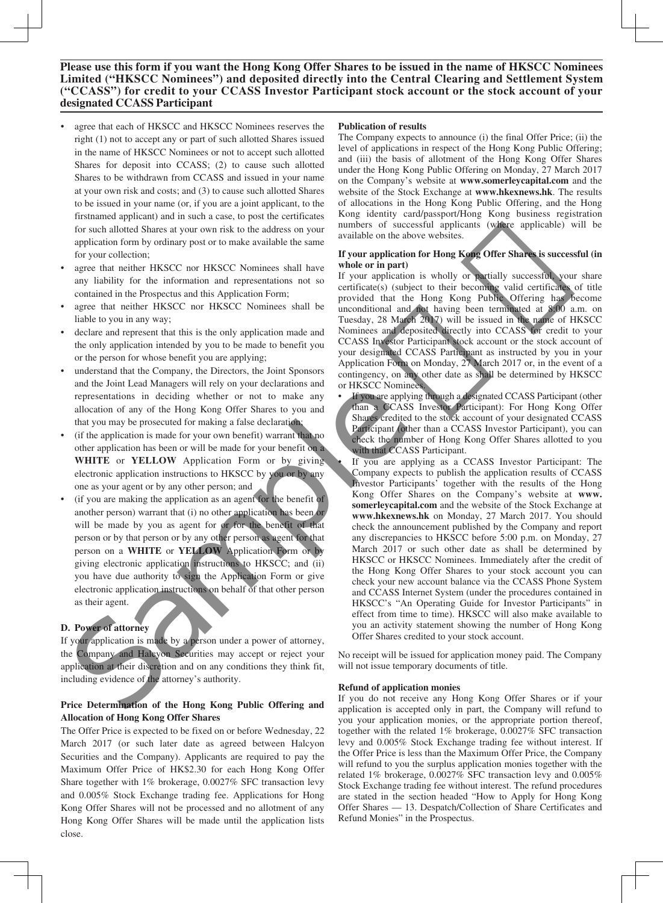**Please use this form if you want the Hong Kong Offer Shares to be issued in the name of HKSCC Nominees Limited ("HKSCC Nominees") and deposited directly into the Central Clearing and Settlement System ("CCASS") for credit to your CCASS Investor Participant stock account or the stock account of your designated CCASS Participant**

- agree that each of HKSCC and HKSCC Nominees reserves the right (1) not to accept any or part of such allotted Shares issued in the name of HKSCC Nominees or not to accept such allotted Shares for deposit into CCASS; (2) to cause such allotted Shares to be withdrawn from CCASS and issued in your name at your own risk and costs; and (3) to cause such allotted Shares to be issued in your name (or, if you are a joint applicant, to the firstnamed applicant) and in such a case, to post the certificates for such allotted Shares at your own risk to the address on your application form by ordinary post or to make available the same for your collection;
- agree that neither HKSCC nor HKSCC Nominees shall have any liability for the information and representations not so contained in the Prospectus and this Application Form;
- agree that neither HKSCC nor HKSCC Nominees shall be liable to you in any way;
- declare and represent that this is the only application made and the only application intended by you to be made to benefit you or the person for whose benefit you are applying;
- understand that the Company, the Directors, the Joint Sponsors and the Joint Lead Managers will rely on your declarations and representations in deciding whether or not to make any allocation of any of the Hong Kong Offer Shares to you and that you may be prosecuted for making a false declaration;
- (if the application is made for your own benefit) warrant that no other application has been or will be made for your benefit on a **WHITE** or **YELLOW** Application Form or by giving electronic application instructions to HKSCC by you or by any one as your agent or by any other person; and
- (if you are making the application as an agent for the benefit of another person) warrant that (i) no other application has been or will be made by you as agent for or for the benefit of that person or by that person or by any other person as agent for that person on a **WHITE** or **YELLOW** Application Form or by giving electronic application instructions to HKSCC; and (ii) you have due authority to sign the Application Form or give electronic application instructions on behalf of that other person as their agent.

### D. Power of attorney

If your application is made by a person under a power of attorney, the Company and Halcyon Securities may accept or reject your application at their discretion and on any conditions they think fit, including evidence of the attorney's authority.

### Price Determination of the Hong Kong Public Offering and Allocation of Hong Kong Offer Shares

The Offer Price is expected to be fixed on or before Wednesday, 22 March 2017 (or such later date as agreed between Halcyon Securities and the Company). Applicants are required to pay the Maximum Offer Price of HK$2.30 for each Hong Kong Offer Share together with 1% brokerage, 0.0027% SFC transaction levy and 0.005% Stock Exchange trading fee. Applications for Hong Kong Offer Shares will not be processed and no allotment of any Hong Kong Offer Shares will be made until the application lists close.

### Publication of results

The Company expects to announce (i) the final Offer Price; (ii) the level of applications in respect of the Hong Kong Public Offering; and (iii) the basis of allotment of the Hong Kong Offer Shares under the Hong Kong Public Offering on Monday, 27 March 2017 on the Company's website at **www.somerleycapital.com** and the website of the Stock Exchange at **www.hkexnews.hk**. The results of allocations in the Hong Kong Public Offering, and the Hong Kong identity card/passport/Hong Kong business registration numbers of successful applicants (where applicable) will be available on the above websites.

### If your application for Hong Kong Offer Shares is successful (in whole or in part)

If your application is wholly or partially successful, your share certificate(s) (subject to their becoming valid certificates of title provided that the Hong Kong Public Offering has become unconditional and not having been terminated at 8:00 a.m. on Tuesday, 28 March 2017) will be issued in the name of HKSCC Nominees and deposited directly into CCASS for credit to your CCASS Investor Participant stock account or the stock account of your designated CCASS Participant as instructed by you in your Application Form on Monday, 27 March 2017 or, in the event of a contingency, on any other date as shall be determined by HKSCC or HKSCC Nominees.

- If you are applying through a designated CCASS Participant (other than a CCASS Investor Participant): For Hong Kong Offer Shares credited to the stock account of your designated CCASS Participant (other than a CCASS Investor Participant), you can check the number of Hong Kong Offer Shares allotted to you with that CCASS Participant.
- If you are applying as a CCASS Investor Participant: The Company expects to publish the application results of CCASS Investor Participants' together with the results of the Hong Kong Offer Shares on the Company's website at **www.somerleycapital.com** and the website of the Stock Exchange at **www.hkexnews.hk** on Monday, 27 March 2017. You should check the announcement published by the Company and report any discrepancies to HKSCC before 5:00 p.m. on Monday, 27 March 2017 or such other date as shall be determined by HKSCC or HKSCC Nominees. Immediately after the credit of the Hong Kong Offer Shares to your stock account you can check your new account balance via the CCASS Phone System and CCASS Internet System (under the procedures contained in HKSCC's "An Operating Guide for Investor Participants" in effect from time to time). HKSCC will also make available to you an activity statement showing the number of Hong Kong Offer Shares credited to your stock account.

No receipt will be issued for application money paid. The Company will not issue temporary documents of title.

### Refund of application monies

If you do not receive any Hong Kong Offer Shares or if your application is accepted only in part, the Company will refund to you your application monies, or the appropriate portion thereof, together with the related 1% brokerage, 0.0027% SFC transaction levy and 0.005% Stock Exchange trading fee without interest. If the Offer Price is less than the Maximum Offer Price, the Company will refund to you the surplus application monies together with the related 1% brokerage, 0.0027% SFC transaction levy and 0.005% Stock Exchange trading fee without interest. The refund procedures are stated in the section headed "How to Apply for Hong Kong Offer Shares — 13. Despatch/Collection of Share Certificates and Refund Monies" in the Prospectus.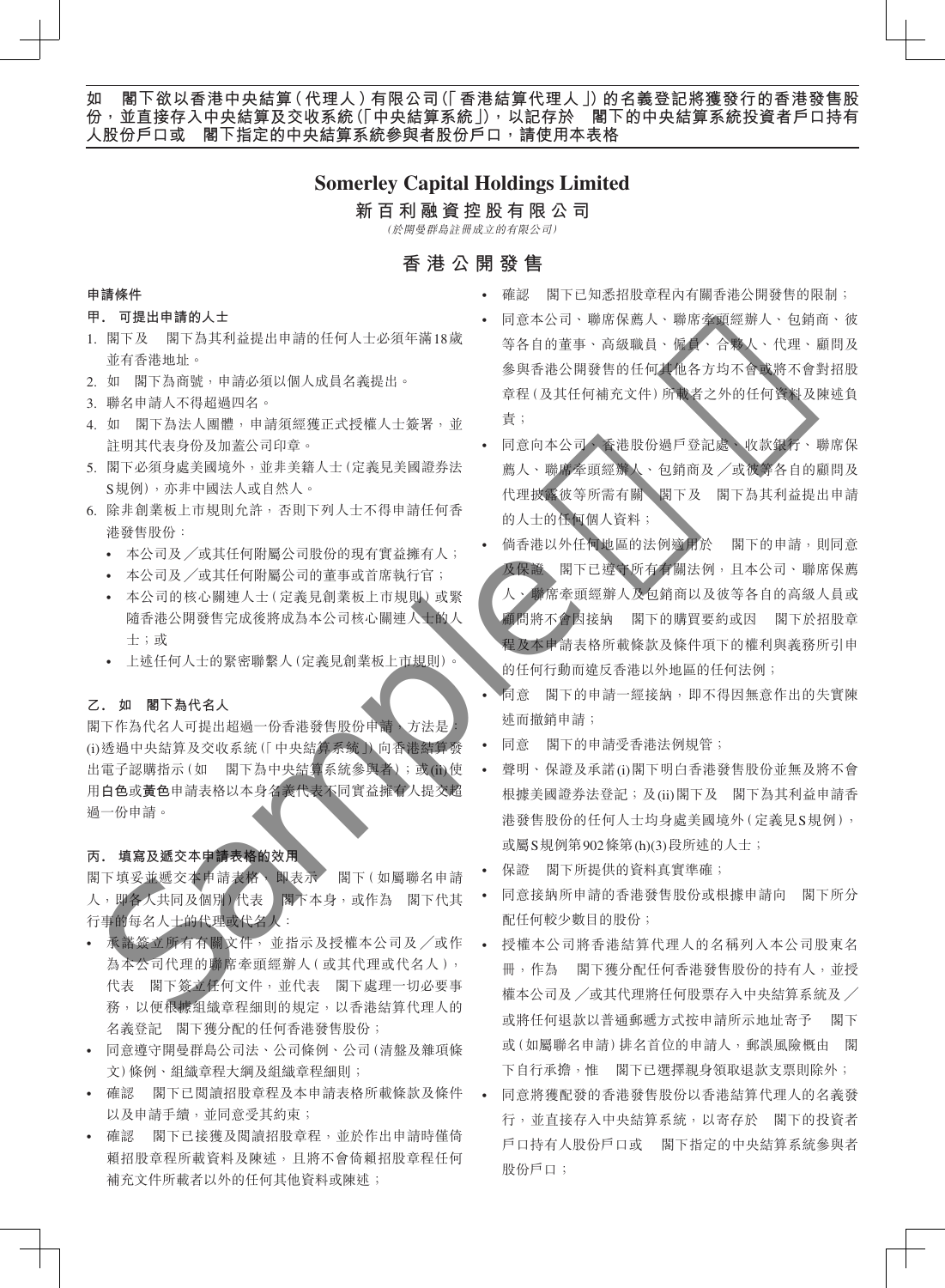**如　閣下欲以香港中央結算(代理人)有限公司(「香港結算代理人」)的名義登記將獲發行的香港發售股份，並直接存入中央結算及交收系統(「中央結算系統」)，以記存於　閣下的中央結算系統投資者戶口持有人股份戶口或　閣下指定的中央結算系統參與者股份戶口，請使用本表格**

# Somerley Capital Holdings Limited

## 新百利融資控股有限公司

*(於開曼群島註冊成立的有限公司)*

## 香港公開發售

### 申請條件

#### 甲. 可提出申請的人士

1. 閣下及　閣下為其利益提出申請的任何人士必須年滿18歲並有香港地址。
2. 如　閣下為商號，申請必須以個人成員名義提出。
3. 聯名申請人不得超過四名。
4. 如　閣下為法人團體，申請須經獲正式授權人士簽署，並註明其代表身份及加蓋公司印章。
5. 閣下必須身處美國境外，並非美籍人士(定義見美國證券法S規例)，亦非中國法人或自然人。
6. 除非創業板上市規則允許，否則下列人士不得申請任何香港發售股份：
   - 本公司及／或其任何附屬公司股份的現有實益擁有人；
   - 本公司及／或其任何附屬公司的董事或首席執行官；
   - 本公司的核心關連人士(定義見創業板上市規則)或緊隨香港公開發售完成後將成為本公司核心關連人士的人士；或
   - 上述任何人士的緊密聯繫人(定義見創業板上市規則)。

#### 乙. 如　閣下為代名人

閣下作為代名人可提出超過一份香港發售股份申請，方法是：(i)透過中央結算及交收系統(「中央結算系統」)向香港結算發出電子認購指示(如　閣下為中央結算系統參與者)；或(ii)使用**白色**或**黃色**申請表格以本身名義代表不同實益擁有人提交超過一份申請。

#### 丙. 填寫及遞交本申請表格的效用

閣下填妥並遞交本申請表格，即表示　閣下(如屬聯名申請人，即各人共同及個別)代表　閣下本身，或作為　閣下代其行事的每名人士的代理或代名人：

- 承諾簽立所有有關文件，並指示及授權本公司及／或作為本公司代理的聯席牽頭經辦人(或其代理或代名人)，代表　閣下簽立任何文件，並代表　閣下處理一切必要事務，以便根據組織章程細則的規定，以香港結算代理人的名義登記　閣下獲分配的任何香港發售股份；
- 同意遵守開曼群島公司法、公司條例、公司(清盤及雜項條文)條例、組織章程大綱及組織章程細則；
- 確認　閣下已閱讀招股章程及本申請表格所載條款及條件以及申請手續，並同意受其約束；
- 確認　閣下已接獲及閱讀招股章程，並於作出申請時僅倚賴招股章程所載資料及陳述，且將不會倚賴招股章程任何補充文件所載者以外的任何其他資料或陳述；
- 確認　閣下已知悉招股章程內有關香港公開發售的限制；
- 同意本公司、聯席保薦人、聯席牽頭經辦人、包銷商、彼等各自的董事、高級職員、僱員、合夥人、代理、顧問及參與香港公開發售的任何其他各方均不會或將不會對招股章程(及其任何補充文件)所載者之外的任何資料及陳述負責；
- 同意向本公司、香港股份過戶登記處、收款銀行、聯席保薦人、聯席牽頭經辦人、包銷商及／或彼等各自的顧問及代理披露彼等所需有關　閣下及　閣下為其利益提出申請的人士的任何個人資料；
- 倘香港以外任何地區的法例適用於　閣下的申請，則同意及保證　閣下已遵守所有有關法例，且本公司、聯席保薦人、聯席牽頭經辦人及包銷商以及彼等各自的高級人員或顧問將不會因接納　閣下的購買要約或因　閣下於招股章程及本申請表格所載條款及條件項下的權利與義務所引申的任何行動而違反香港以外地區的任何法例；
- 同意　閣下的申請一經接納，即不得因無意作出的失實陳述而撤銷申請；
- 同意　閣下的申請受香港法例規管；
- 聲明、保證及承諾(i)閣下明白香港發售股份並無及將不會根據美國證券法登記；及(ii)閣下及　閣下為其利益申請香港發售股份的任何人士均身處美國境外(定義見S規例)，或屬S規例第902條第(h)(3)段所述的人士；
- 保證　閣下所提供的資料真實準確；
- 同意接納所申請的香港發售股份或根據申請向　閣下所分配任何較少數目的股份；
- 授權本公司將香港結算代理人的名稱列入本公司股東名冊，作為　閣下獲分配任何香港發售股份的持有人，並授權本公司及／或其代理將任何股票存入中央結算系統及／或將任何退款以普通郵遞方式按申請所示地址寄予　閣下或(如屬聯名申請)排名首位的申請人，郵誤風險概由　閣下自行承擔，惟　閣下已選擇親身領取退款支票則除外；
- 同意將獲配發的香港發售股份以香港結算代理人的名義發行，並直接存入中央結算系統，以寄存於　閣下的投資者戶口持有人股份戶口或　閣下指定的中央結算系統參與者股份戶口；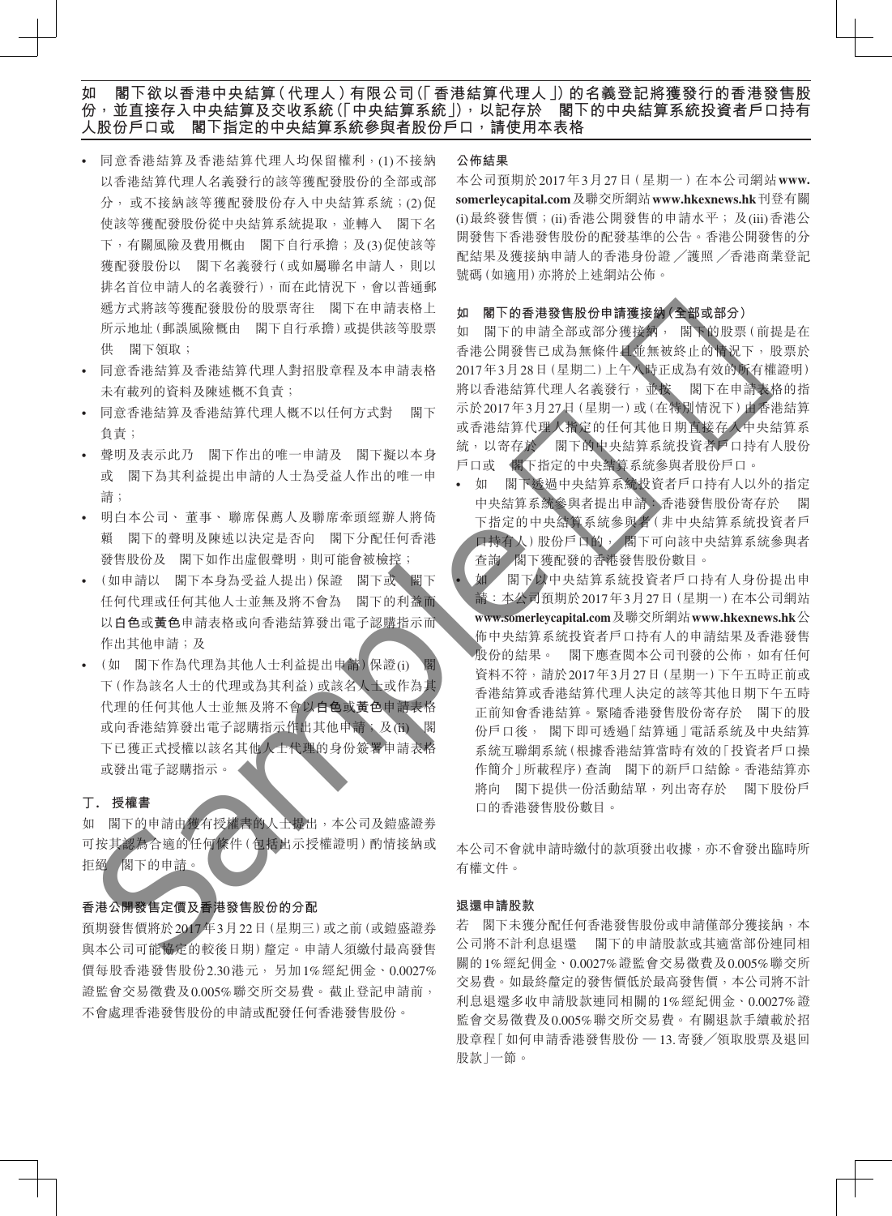**如　閣下欲以香港中央結算（代理人）有限公司（「香港結算代理人」）的名義登記將獲發行的香港發售股份，並直接存入中央結算及交收系統（「中央結算系統」），以記存於　閣下的中央結算系統投資者戶口持有人股份戶口或　閣下指定的中央結算系統參與者股份戶口，請使用本表格**

- 同意香港結算及香港結算代理人均保留權利，(1)不接納以香港結算代理人名義發行的該等獲配發股份的全部或部分，或不接納該等獲配發股份存入中央結算系統；(2)促使該等獲配發股份從中央結算系統提取，並轉入　閣下名下，有關風險及費用概由　閣下自行承擔；及(3)促使該等獲配發股份以　閣下名義發行（或如屬聯名申請人，則以排名首位申請人的名義發行），而在此情況下，會以普通郵遞方式將該等獲配發股份的股票寄往　閣下在申請表格上所示地址（郵誤風險概由　閣下自行承擔）或提供該等股票供　閣下領取；
- 同意香港結算及香港結算代理人對招股章程及本申請表格未有載列的資料及陳述概不負責；
- 同意香港結算及香港結算代理人概不以任何方式對　閣下負責；
- 聲明及表示此乃　閣下作出的唯一申請及　閣下擬以本身或　閣下為其利益提出申請的人士為受益人作出的唯一申請；
- 明白本公司、董事、聯席保薦人及聯席牽頭經辦人將倚賴　閣下的聲明及陳述以決定是否向　閣下分配任何香港發售股份及　閣下如作出虛假聲明，則可能會被檢控；
- （如申請以　閣下本身為受益人提出）保證　閣下或　閣下任何代理或任何其他人士並無及將不會為　閣下的利益而以**白色**或**黃色**申請表格或向香港結算發出電子認購指示而作出其他申請；及
- （如　閣下作為代理為其他人士利益提出申請）保證(i)　閣下（作為該名人士的代理或為其利益）或該名人士或作為其代理的任何其他人士並無及將不會以**白色**或**黃色**申請表格或向香港結算發出電子認購指示作出其他申請；及(ii)　閣下已獲正式授權以該名其他人士代理的身份簽署申請表格或發出電子認購指示。

## 丁．授權書

如　閣下的申請由獲有授權書的人士提出，本公司及鎧盛證券可按其認為合適的任何條件（包括出示授權證明）酌情接納或拒絕　閣下的申請。

## 香港公開發售定價及香港發售股份的分配

預期發售價將於2017年3月22日（星期三）或之前（或鎧盛證券與本公司可能協定的較後日期）釐定。申請人須繳付最高發售價每股香港發售股份2.30港元，另加1%經紀佣金、0.0027%證監會交易徵費及0.005%聯交所交易費。截止登記申請前，不會處理香港發售股份的申請或配發任何香港發售股份。

## 公佈結果

本公司預期於2017年3月27日（星期一）在本公司網站**www.somerleycapital.com**及聯交所網站**www.hkexnews.hk**刊登有關(i)最終發售價；(ii)香港公開發售的申請水平；及(iii)香港公開發售下香港發售股份的配發基準的公告。香港公開發售的分配結果及獲接納申請人的香港身份證／護照／香港商業登記號碼（如適用）亦將於上述網站公佈。

## 如　閣下的香港發售股份申請獲接納（全部或部分）

如　閣下的申請全部或部分獲接納，閣下的股票（前提是在香港公開發售已成為無條件且並無被終止的情況下，股票於2017年3月28日（星期二）上午八時正成為有效的所有權證明）將以香港結算代理人名義發行，並按　閣下在申請表格的指示於2017年3月27日（星期一）或（在特別情況下）由香港結算或香港結算代理人指定的任何其他日期直接存入中央結算系統，以寄存於　閣下的中央結算系統投資者戶口持有人股份戶口或　閣下指定的中央結算系統參與者股份戶口。

- 如　閣下透過中央結算系統投資者戶口持有人以外的指定中央結算系統參與者提出申請：香港發售股份寄存於　閣下指定的中央結算系統參與者（非中央結算系統投資者戶口持有人）股份戶口的，閣下可向該中央結算系統參與者查詢　閣下獲配發的香港發售股份數目。
- 如　閣下以中央結算系統投資者戶口持有人身份提出申請：本公司預期於2017年3月27日（星期一）在本公司網站**www.somerleycapital.com**及聯交所網站**www.hkexnews.hk**公佈中央結算系統投資者戶口持有人的申請結果及香港發售股份的結果。閣下應查閱本公司刊發的公佈，如有任何資料不符，請於2017年3月27日（星期一）下午五時正前或香港結算或香港結算代理人決定的該等其他日期下午五時正前知會香港結算。緊隨香港發售股份寄存於　閣下的股份戶口後，閣下即可透過「結算通」電話系統及中央結算系統互聯網系統（根據香港結算當時有效的「投資者戶口操作簡介」所載程序）查詢　閣下的新戶口結餘。香港結算亦將向　閣下提供一份活動結單，列出寄存於　閣下股份戶口的香港發售股份數目。

本公司不會就申請時繳付的款項發出收據，亦不會發出臨時所有權文件。

## 退還申請股款

若　閣下未獲分配任何香港發售股份或申請僅部分獲接納，本公司將不計利息退還　閣下的申請股款或其適當部份連同相關的1%經紀佣金、0.0027%證監會交易徵費及0.005%聯交所交易費。如最終釐定的發售價低於最高發售價，本公司將不計利息退還多收申請股款連同相關的1%經紀佣金、0.0027%證監會交易徵費及0.005%聯交所交易費。有關退款手續載於招股章程「如何申請香港發售股份 — 13.寄發／領取股票及退回股款」一節。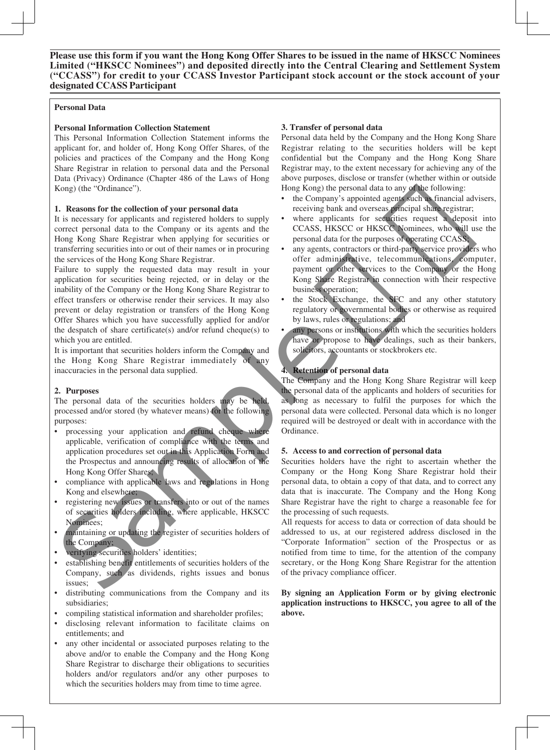**Please use this form if you want the Hong Kong Offer Shares to be issued in the name of HKSCC Nominees Limited ("HKSCC Nominees") and deposited directly into the Central Clearing and Settlement System ("CCASS") for credit to your CCASS Investor Participant stock account or the stock account of your designated CCASS Participant**

**Personal Data**

**Personal Information Collection Statement**

This Personal Information Collection Statement informs the applicant for, and holder of, Hong Kong Offer Shares, of the policies and practices of the Company and the Hong Kong Share Registrar in relation to personal data and the Personal Data (Privacy) Ordinance (Chapter 486 of the Laws of Hong Kong) (the "Ordinance").

**1. Reasons for the collection of your personal data**

It is necessary for applicants and registered holders to supply correct personal data to the Company or its agents and the Hong Kong Share Registrar when applying for securities or transferring securities into or out of their names or in procuring the services of the Hong Kong Share Registrar.

Failure to supply the requested data may result in your application for securities being rejected, or in delay or the inability of the Company or the Hong Kong Share Registrar to effect transfers or otherwise render their services. It may also prevent or delay registration or transfers of the Hong Kong Offer Shares which you have successfully applied for and/or the despatch of share certificate(s) and/or refund cheque(s) to which you are entitled.

It is important that securities holders inform the Company and the Hong Kong Share Registrar immediately of any inaccuracies in the personal data supplied.

**2. Purposes**

The personal data of the securities holders may be held, processed and/or stored (by whatever means) for the following purposes:

- processing your application and refund cheque where applicable, verification of compliance with the terms and application procedures set out in this Application Form and the Prospectus and announcing results of allocation of the Hong Kong Offer Shares;
- compliance with applicable laws and regulations in Hong Kong and elsewhere;
- registering new issues or transfers into or out of the names of securities holders including, where applicable, HKSCC Nominees;
- maintaining or updating the register of securities holders of the Company;
- verifying securities holders' identities;
- establishing benefit entitlements of securities holders of the Company, such as dividends, rights issues and bonus issues;
- distributing communications from the Company and its subsidiaries;
- compiling statistical information and shareholder profiles;
- disclosing relevant information to facilitate claims on entitlements; and
- any other incidental or associated purposes relating to the above and/or to enable the Company and the Hong Kong Share Registrar to discharge their obligations to securities holders and/or regulators and/or any other purposes to which the securities holders may from time to time agree.

**3. Transfer of personal data**

Personal data held by the Company and the Hong Kong Share Registrar relating to the securities holders will be kept confidential but the Company and the Hong Kong Share Registrar may, to the extent necessary for achieving any of the above purposes, disclose or transfer (whether within or outside Hong Kong) the personal data to any of the following:

- the Company's appointed agents such as financial advisers, receiving bank and overseas principal share registrar;
- where applicants for securities request a deposit into CCASS, HKSCC or HKSCC Nominees, who will use the personal data for the purposes of operating CCASS;
- any agents, contractors or third-party service providers who offer administrative, telecommunications, computer, payment or other services to the Company or the Hong Kong Share Registrar in connection with their respective business operation;
- the Stock Exchange, the SFC and any other statutory regulatory or governmental bodies or otherwise as required by laws, rules or regulations; and
- any persons or institutions with which the securities holders have or propose to have dealings, such as their bankers, solicitors, accountants or stockbrokers etc.

**4. Retention of personal data**

The Company and the Hong Kong Share Registrar will keep the personal data of the applicants and holders of securities for as long as necessary to fulfil the purposes for which the personal data were collected. Personal data which is no longer required will be destroyed or dealt with in accordance with the Ordinance.

**5. Access to and correction of personal data**

Securities holders have the right to ascertain whether the Company or the Hong Kong Share Registrar hold their personal data, to obtain a copy of that data, and to correct any data that is inaccurate. The Company and the Hong Kong Share Registrar have the right to charge a reasonable fee for the processing of such requests.

All requests for access to data or correction of data should be addressed to us, at our registered address disclosed in the "Corporate Information" section of the Prospectus or as notified from time to time, for the attention of the company secretary, or the Hong Kong Share Registrar for the attention of the privacy compliance officer.

**By signing an Application Form or by giving electronic application instructions to HKSCC, you agree to all of the above.**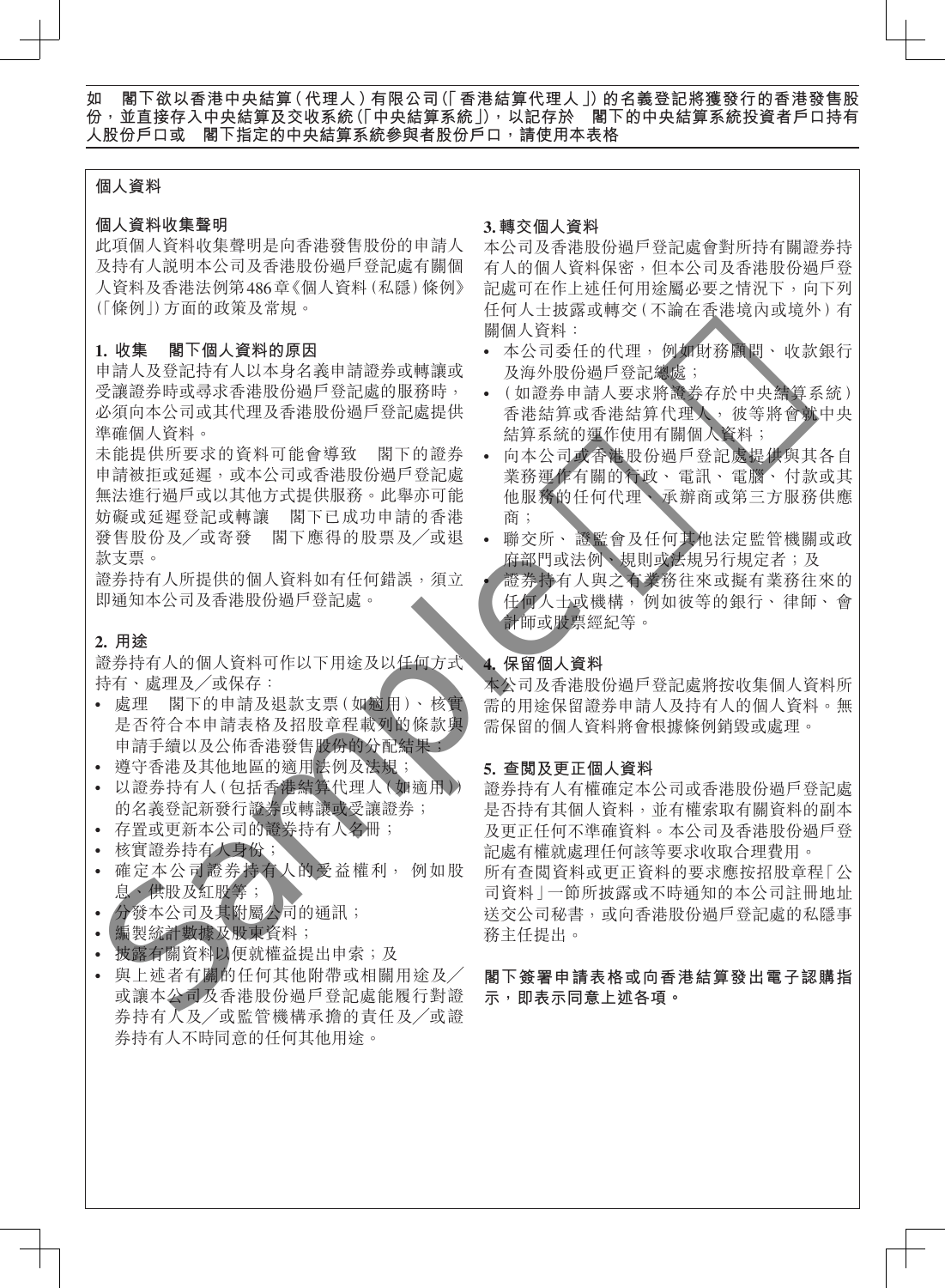**如　閣下欲以香港中央結算(代理人)有限公司(「香港結算代理人」)的名義登記將獲發行的香港發售股份，並直接存入中央結算及交收系統(「中央結算系統」)，以記存於　閣下的中央結算系統投資者戶口持有人股份戶口或　閣下指定的中央結算系統參與者股份戶口，請使用本表格**

## 個人資料

### 個人資料收集聲明

此項個人資料收集聲明是向香港發售股份的申請人及持有人說明本公司及香港股份過戶登記處有關個人資料及香港法例第486章《個人資料(私隱)條例》(「條例」)方面的政策及常規。

### 1. 收集　閣下個人資料的原因

申請人及登記持有人以本身名義申請證券或轉讓或受讓證券時或尋求香港股份過戶登記處的服務時，必須向本公司或其代理及香港股份過戶登記處提供準確個人資料。

未能提供所要求的資料可能會導致　閣下的證券申請被拒或延遲，或本公司或香港股份過戶登記處無法進行過戶或以其他方式提供服務。此舉亦可能妨礙或延遲登記或轉讓　閣下已成功申請的香港發售股份及／或寄發　閣下應得的股票及／或退款支票。

證券持有人所提供的個人資料如有任何錯誤，須立即通知本公司及香港股份過戶登記處。

### 2. 用途

證券持有人的個人資料可作以下用途及以任何方式持有、處理及／或保存：

- 處理　閣下的申請及退款支票(如適用)、核實是否符合本申請表格及招股章程載列的條款與申請手續以及公佈香港發售股份的分配結果；
- 遵守香港及其他地區的適用法例及法規；
- 以證券持有人(包括香港結算代理人(如適用))的名義登記新發行證券或轉讓或受讓證券；
- 存置或更新本公司的證券持有人名冊；
- 核實證券持有人身份；
- 確定本公司證券持有人的受益權利，例如股息、供股及紅股等；
- 分發本公司及其附屬公司的通訊；
- 編製統計數據及股東資料；
- 披露有關資料以便就權益提出申索；及
- 與上述者有關的任何其他附帶或相關用途及／或讓本公司及香港股份過戶登記處能履行對證券持有人及／或監管機構承擔的責任及／或證券持有人不時同意的任何其他用途。

### 3. 轉交個人資料

本公司及香港股份過戶登記處會對所持有關證券持有人的個人資料保密，但本公司及香港股份過戶登記處可在作上述任何用途屬必要之情況下，向下列任何人士披露或轉交(不論在香港境內或境外)有關個人資料：

- 本公司委任的代理，例如財務顧問、收款銀行及海外股份過戶登記總處；
- (如證券申請人要求將證券存於中央結算系統)香港結算或香港結算代理人，彼等將會就中央結算系統的運作使用有關個人資料；
- 向本公司或香港股份過戶登記處提供與其各自業務運作有關的行政、電訊、電腦、付款或其他服務的任何代理、承辦商或第三方服務供應商；
- 聯交所、證監會及任何其他法定監管機關或政府部門或法例、規則或法規另行規定者；及
- 證券持有人與之有業務往來或擬有業務往來的任何人士或機構，例如彼等的銀行、律師、會計師或股票經紀等。

### 4. 保留個人資料

本公司及香港股份過戶登記處將按收集個人資料所需的用途保留證券申請人及持有人的個人資料。無需保留的個人資料將會根據條例銷毀或處理。

### 5. 查閱及更正個人資料

證券持有人有權確定本公司或香港股份過戶登記處是否持有其個人資料，並有權索取有關資料的副本及更正任何不準確資料。本公司及香港股份過戶登記處有權就處理任何該等要求收取合理費用。

所有查閱資料或更正資料的要求應按招股章程「公司資料」一節所披露或不時通知的本公司註冊地址送交公司秘書，或向香港股份過戶登記處的私隱事務主任提出。

**閣下簽署申請表格或向香港結算發出電子認購指示，即表示同意上述各項。**